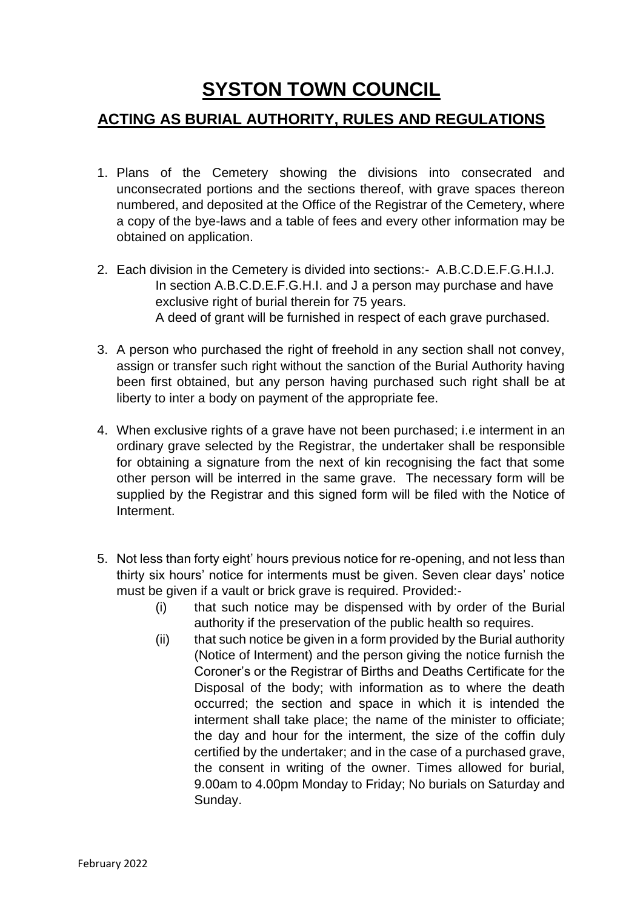# SYSTON TOWN COUNCIL

## ACTING AS BURIAL AUTHORITY, RULES AND REGULATIONS

1. Plans of the Cemetery showing the divisions into consecrated and unconsecrated portions and the sections thereof, with grave spaces thereon numbered, and deposited at the Office of the Registrar of the Cemetery, where a copy of the bye-laws and a table of fees and every other information may be obtained on application.

2. Each division in the Cemetery is divided into sections:- A.B.C.D.E.F.G.H.I.J.
   In section A.B.C.D.E.F.G.H.I. and J a person may purchase and have exclusive right of burial therein for 75 years.
   A deed of grant will be furnished in respect of each grave purchased.

3. A person who purchased the right of freehold in any section shall not convey, assign or transfer such right without the sanction of the Burial Authority having been first obtained, but any person having purchased such right shall be at liberty to inter a body on payment of the appropriate fee.

4. When exclusive rights of a grave have not been purchased; i.e interment in an ordinary grave selected by the Registrar, the undertaker shall be responsible for obtaining a signature from the next of kin recognising the fact that some other person will be interred in the same grave. The necessary form will be supplied by the Registrar and this signed form will be filed with the Notice of Interment.

5. Not less than forty eight' hours previous notice for re-opening, and not less than thirty six hours' notice for interments must be given. Seven clear days' notice must be given if a vault or brick grave is required. Provided:-
   (i) that such notice may be dispensed with by order of the Burial authority if the preservation of the public health so requires.
   (ii) that such notice be given in a form provided by the Burial authority (Notice of Interment) and the person giving the notice furnish the Coroner's or the Registrar of Births and Deaths Certificate for the Disposal of the body; with information as to where the death occurred; the section and space in which it is intended the interment shall take place; the name of the minister to officiate; the day and hour for the interment, the size of the coffin duly certified by the undertaker; and in the case of a purchased grave, the consent in writing of the owner. Times allowed for burial, 9.00am to 4.00pm Monday to Friday; No burials on Saturday and Sunday.

February 2022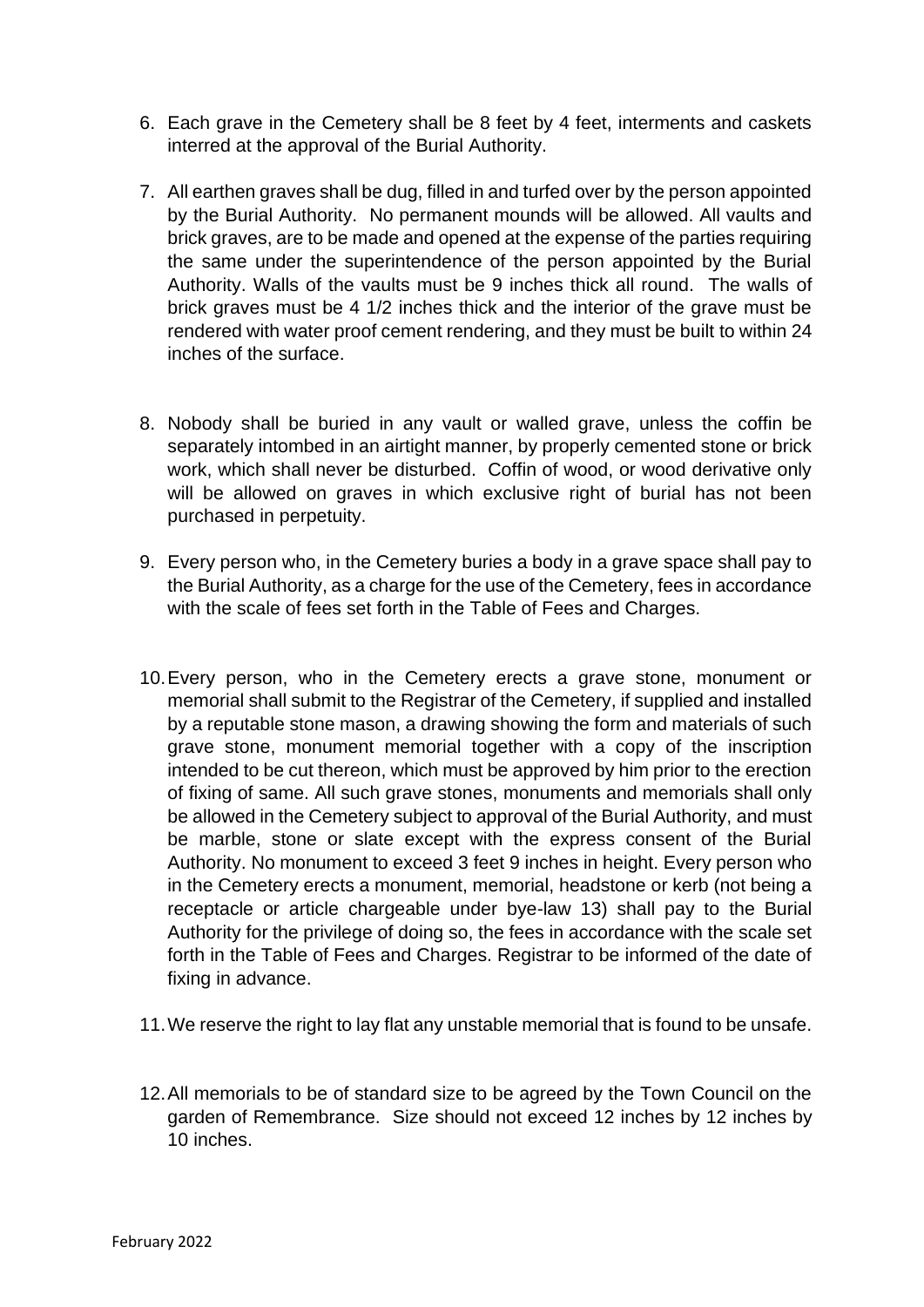6. Each grave in the Cemetery shall be 8 feet by 4 feet, interments and caskets interred at the approval of the Burial Authority.

7. All earthen graves shall be dug, filled in and turfed over by the person appointed by the Burial Authority. No permanent mounds will be allowed. All vaults and brick graves, are to be made and opened at the expense of the parties requiring the same under the superintendence of the person appointed by the Burial Authority. Walls of the vaults must be 9 inches thick all round. The walls of brick graves must be 4 1/2 inches thick and the interior of the grave must be rendered with water proof cement rendering, and they must be built to within 24 inches of the surface.

8. Nobody shall be buried in any vault or walled grave, unless the coffin be separately intombed in an airtight manner, by properly cemented stone or brick work, which shall never be disturbed. Coffin of wood, or wood derivative only will be allowed on graves in which exclusive right of burial has not been purchased in perpetuity.

9. Every person who, in the Cemetery buries a body in a grave space shall pay to the Burial Authority, as a charge for the use of the Cemetery, fees in accordance with the scale of fees set forth in the Table of Fees and Charges.

10. Every person, who in the Cemetery erects a grave stone, monument or memorial shall submit to the Registrar of the Cemetery, if supplied and installed by a reputable stone mason, a drawing showing the form and materials of such grave stone, monument memorial together with a copy of the inscription intended to be cut thereon, which must be approved by him prior to the erection of fixing of same. All such grave stones, monuments and memorials shall only be allowed in the Cemetery subject to approval of the Burial Authority, and must be marble, stone or slate except with the express consent of the Burial Authority. No monument to exceed 3 feet 9 inches in height. Every person who in the Cemetery erects a monument, memorial, headstone or kerb (not being a receptacle or article chargeable under bye-law 13) shall pay to the Burial Authority for the privilege of doing so, the fees in accordance with the scale set forth in the Table of Fees and Charges. Registrar to be informed of the date of fixing in advance.

11. We reserve the right to lay flat any unstable memorial that is found to be unsafe.

12. All memorials to be of standard size to be agreed by the Town Council on the garden of Remembrance. Size should not exceed 12 inches by 12 inches by 10 inches.

February 2022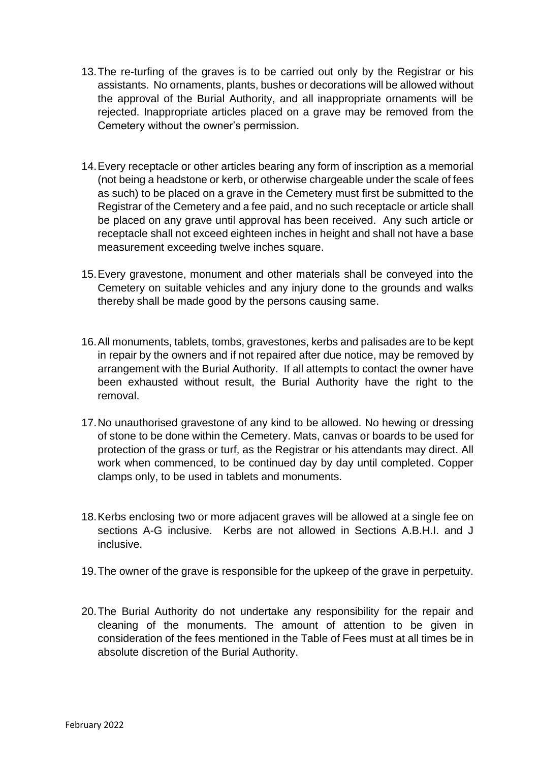13. The re-turfing of the graves is to be carried out only by the Registrar or his assistants. No ornaments, plants, bushes or decorations will be allowed without the approval of the Burial Authority, and all inappropriate ornaments will be rejected. Inappropriate articles placed on a grave may be removed from the Cemetery without the owner's permission.

14. Every receptacle or other articles bearing any form of inscription as a memorial (not being a headstone or kerb, or otherwise chargeable under the scale of fees as such) to be placed on a grave in the Cemetery must first be submitted to the Registrar of the Cemetery and a fee paid, and no such receptacle or article shall be placed on any grave until approval has been received. Any such article or receptacle shall not exceed eighteen inches in height and shall not have a base measurement exceeding twelve inches square.

15. Every gravestone, monument and other materials shall be conveyed into the Cemetery on suitable vehicles and any injury done to the grounds and walks thereby shall be made good by the persons causing same.

16. All monuments, tablets, tombs, gravestones, kerbs and palisades are to be kept in repair by the owners and if not repaired after due notice, may be removed by arrangement with the Burial Authority. If all attempts to contact the owner have been exhausted without result, the Burial Authority have the right to the removal.

17. No unauthorised gravestone of any kind to be allowed. No hewing or dressing of stone to be done within the Cemetery. Mats, canvas or boards to be used for protection of the grass or turf, as the Registrar or his attendants may direct. All work when commenced, to be continued day by day until completed. Copper clamps only, to be used in tablets and monuments.

18. Kerbs enclosing two or more adjacent graves will be allowed at a single fee on sections A-G inclusive. Kerbs are not allowed in Sections A.B.H.I. and J inclusive.

19. The owner of the grave is responsible for the upkeep of the grave in perpetuity.

20. The Burial Authority do not undertake any responsibility for the repair and cleaning of the monuments. The amount of attention to be given in consideration of the fees mentioned in the Table of Fees must at all times be in absolute discretion of the Burial Authority.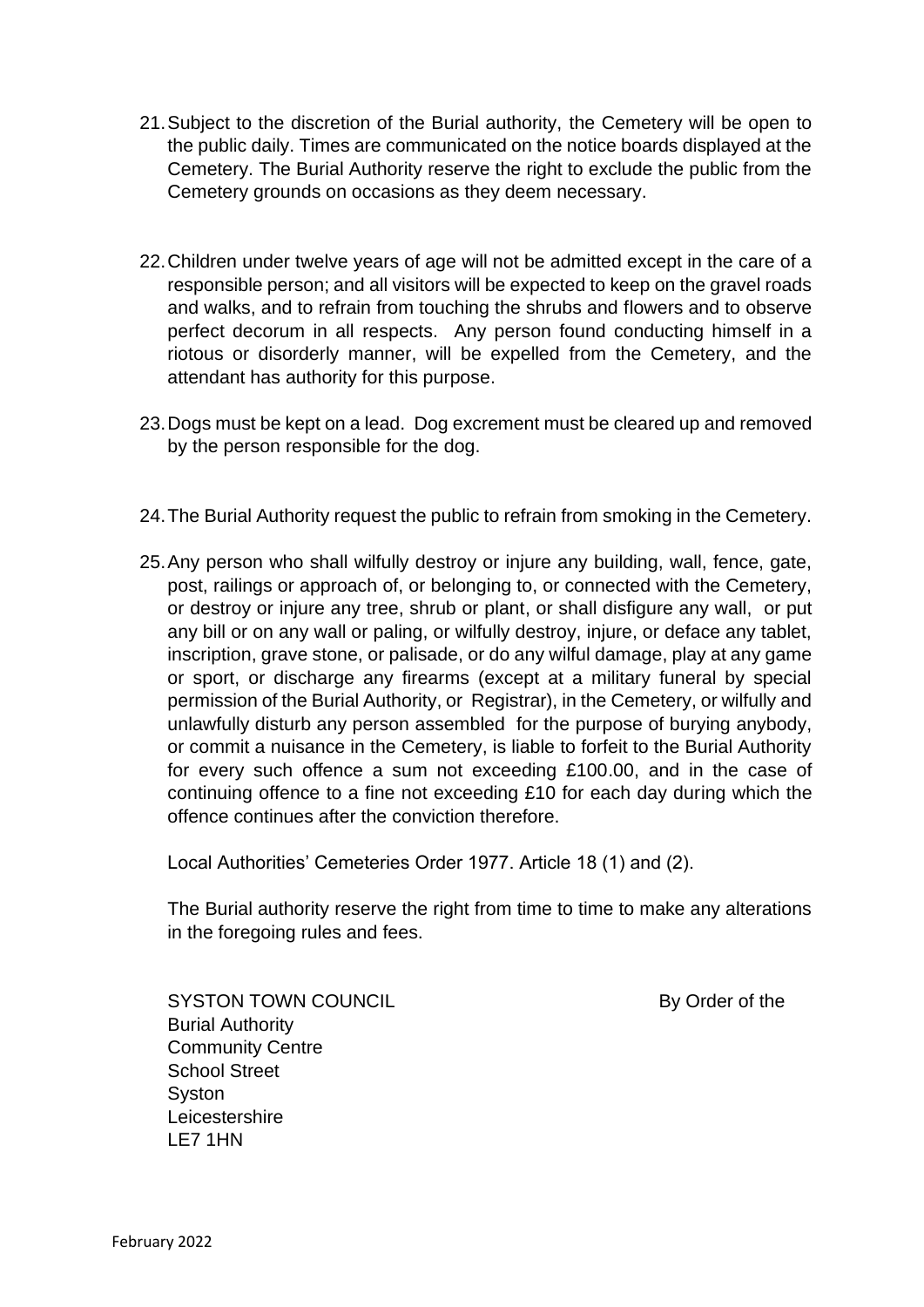21. Subject to the discretion of the Burial authority, the Cemetery will be open to the public daily. Times are communicated on the notice boards displayed at the Cemetery. The Burial Authority reserve the right to exclude the public from the Cemetery grounds on occasions as they deem necessary.

22. Children under twelve years of age will not be admitted except in the care of a responsible person; and all visitors will be expected to keep on the gravel roads and walks, and to refrain from touching the shrubs and flowers and to observe perfect decorum in all respects. Any person found conducting himself in a riotous or disorderly manner, will be expelled from the Cemetery, and the attendant has authority for this purpose.

23. Dogs must be kept on a lead. Dog excrement must be cleared up and removed by the person responsible for the dog.

24. The Burial Authority request the public to refrain from smoking in the Cemetery.

25. Any person who shall wilfully destroy or injure any building, wall, fence, gate, post, railings or approach of, or belonging to, or connected with the Cemetery, or destroy or injure any tree, shrub or plant, or shall disfigure any wall, or put any bill or on any wall or paling, or wilfully destroy, injure, or deface any tablet, inscription, grave stone, or palisade, or do any wilful damage, play at any game or sport, or discharge any firearms (except at a military funeral by special permission of the Burial Authority, or Registrar), in the Cemetery, or wilfully and unlawfully disturb any person assembled for the purpose of burying anybody, or commit a nuisance in the Cemetery, is liable to forfeit to the Burial Authority for every such offence a sum not exceeding £100.00, and in the case of continuing offence to a fine not exceeding £10 for each day during which the offence continues after the conviction therefore.

    Local Authorities' Cemeteries Order 1977. Article 18 (1) and (2).

    The Burial authority reserve the right from time to time to make any alterations in the foregoing rules and fees.

    By Order of the

    SYSTON TOWN COUNCIL
    Burial Authority
    Community Centre
    School Street
    Syston
    Leicestershire
    LE7 1HN

February 2022